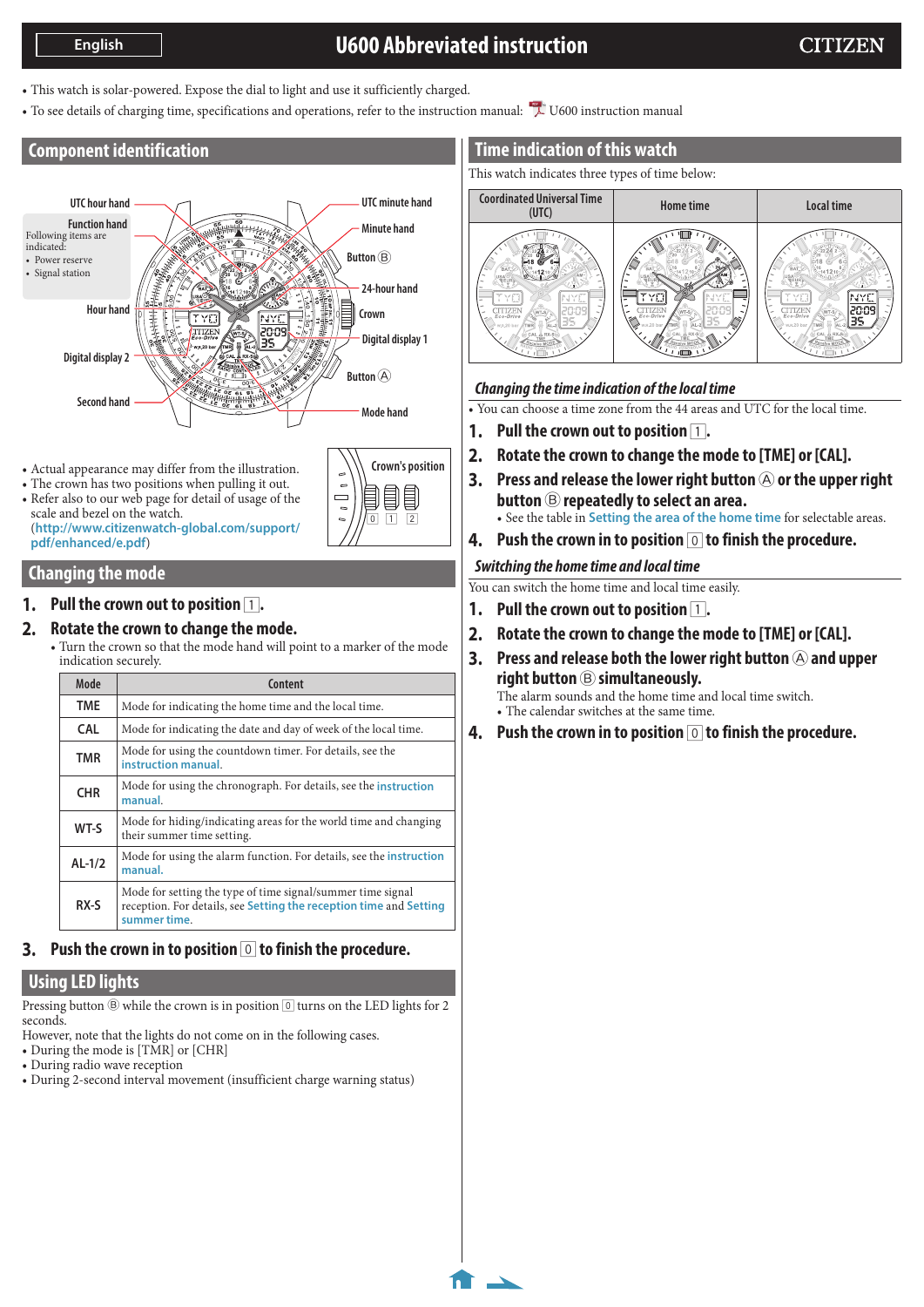# U600 Abbreviated instruction

English

CITIZEN

- This watch is solar-powered. Expose the dial to light and use it sufficiently charged.
- To see details of charging time, specifications and operations, refer to the instruction manual: U600 instruction manual

## Component identification

UTC hour hand
Function hand
Following items are indicated:
- Power reserve
- Signal station

Hour hand
Digital display 2
Second hand
UTC minute hand
Minute hand
Button Ⓑ
24-hour hand
Crown
Digital display 1
Button Ⓐ
Mode hand

- Actual appearance may differ from the illustration.
- The crown has two positions when pulling it out.
- Refer also to our web page for detail of usage of the scale and bezel on the watch. (http://www.citizenwatch-global.com/support/pdf/enhanced/e.pdf)

Crown's position
0 1 2

## Changing the mode

**1. Pull the crown out to position 1.**

**2. Rotate the crown to change the mode.**
- Turn the crown so that the mode hand will point to a marker of the mode indication securely.

| Mode | Content |
|---|---|
| TME | Mode for indicating the home time and the local time. |
| CAL | Mode for indicating the date and day of week of the local time. |
| TMR | Mode for using the countdown timer. For details, see the instruction manual. |
| CHR | Mode for using the chronograph. For details, see the instruction manual. |
| WT-S | Mode for hiding/indicating areas for the world time and changing their summer time setting. |
| AL-1/2 | Mode for using the alarm function. For details, see the instruction manual. |
| RX-S | Mode for setting the type of time signal/summer time signal reception. For details, see Setting the reception time and Setting summer time. |

**3. Push the crown in to position 0 to finish the procedure.**

## Using LED lights

Pressing button Ⓑ while the crown is in position 0 turns on the LED lights for 2 seconds.
However, note that the lights do not come on in the following cases.
- During the mode is [TMR] or [CHR]
- During radio wave reception
- During 2-second interval movement (insufficient charge warning status)

## Time indication of this watch

This watch indicates three types of time below:

| Coordinated Universal Time (UTC) | Home time | Local time |
|---|---|---|

### *Changing the time indication of the local time*

- You can choose a time zone from the 44 areas and UTC for the local time.

**1. Pull the crown out to position 1.**

**2. Rotate the crown to change the mode to [TME] or [CAL].**

**3. Press and release the lower right button Ⓐ or the upper right button Ⓑ repeatedly to select an area.**
- See the table in Setting the area of the home time for selectable areas.

**4. Push the crown in to position 0 to finish the procedure.**

### *Switching the home time and local time*

You can switch the home time and local time easily.

**1. Pull the crown out to position 1.**

**2. Rotate the crown to change the mode to [TME] or [CAL].**

**3. Press and release both the lower right button Ⓐ and upper right button Ⓑ simultaneously.**

The alarm sounds and the home time and local time switch.
- The calendar switches at the same time.

**4. Push the crown in to position 0 to finish the procedure.**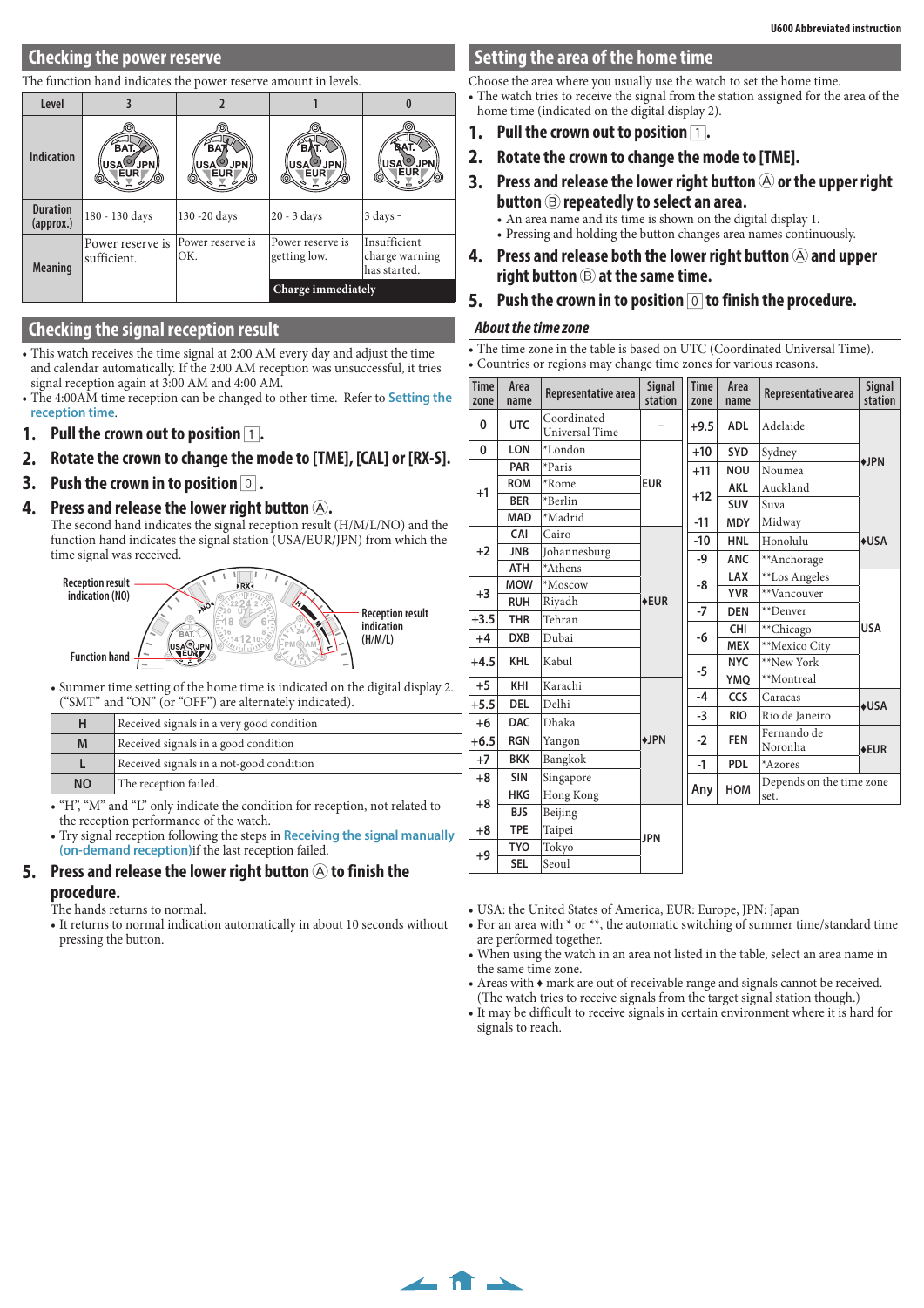## Checking the power reserve

The function hand indicates the power reserve amount in levels.

| Level | 3 | 2 | 1 | 0 |
|---|---|---|---|---|
| Indication | | | | |
| Duration (approx.) | 180 - 130 days | 130 -20 days | 20 - 3 days | 3 days - |
| Meaning | Power reserve is sufficient. | Power reserve is OK. | Power reserve is getting low. | Insufficient charge warning has started. **Charge immediately** |

## Checking the signal reception result

- This watch receives the time signal at 2:00 AM every day and adjust the time and calendar automatically. If the 2:00 AM reception was unsuccessful, it tries signal reception again at 3:00 AM and 4:00 AM.
- The 4:00AM time reception can be changed to other time. Refer to Setting the reception time.

**1. Pull the crown out to position 1.**

**2. Rotate the crown to change the mode to [TME], [CAL] or [RX-S].**

**3. Push the crown in to position 0 .**

**4. Press and release the lower right button Ⓐ.**

The second hand indicates the signal reception result (H/M/L/NO) and the function hand indicates the signal station (USA/EUR/JPN) from which the time signal was received.

Reception result indication (NO)

Reception result indication (H/M/L)

Function hand

- Summer time setting of the home time is indicated on the digital display 2. ("SMT" and "ON" (or "OFF") are alternately indicated).

| | |
|---|---|
| H | Received signals in a very good condition |
| M | Received signals in a good condition |
| L | Received signals in a not-good condition |
| NO | The reception failed. |

- "H", "M" and "L" only indicate the condition for reception, not related to the reception performance of the watch.
- Try signal reception following the steps in Receiving the signal manually (on-demand reception)if the last reception failed.

**5. Press and release the lower right button Ⓐ to finish the procedure.**

The hands returns to normal.
- It returns to normal indication automatically in about 10 seconds without pressing the button.

## Setting the area of the home time

Choose the area where you usually use the watch to set the home time.
- The watch tries to receive the signal from the station assigned for the area of the home time (indicated on the digital display 2).

**1. Pull the crown out to position 1.**

**2. Rotate the crown to change the mode to [TME].**

**3. Press and release the lower right button Ⓐ or the upper right button Ⓑ repeatedly to select an area.**
- An area name and its time is shown on the digital display 1.
- Pressing and holding the button changes area names continuously.

**4. Press and release both the lower right button Ⓐ and upper right button Ⓑ at the same time.**

**5. Push the crown in to position 0 to finish the procedure.**

### *About the time zone*

- The time zone in the table is based on UTC (Coordinated Universal Time).
- Countries or regions may change time zones for various reasons.

| Time zone | Area name | Representative area | Signal station |
|---|---|---|---|
| 0 | UTC | Coordinated Universal Time | – |
| 0 | LON | *London | EUR |
| +1 | PAR | *Paris | EUR |
| +1 | ROM | *Rome | EUR |
| +1 | BER | *Berlin | EUR |
| +1 | MAD | *Madrid | EUR |
| +2 | CAI | Cairo | ♦EUR |
| +2 | JNB | Johannesburg | ♦EUR |
| +2 | ATH | *Athens | ♦EUR |
| +3 | MOW | *Moscow | ♦EUR |
| +3 | RUH | Riyadh | ♦EUR |
| +3.5 | THR | Tehran | ♦EUR |
| +4 | DXB | Dubai | ♦EUR |
| +4.5 | KHL | Kabul | ♦EUR |
| +5 | KHI | Karachi | ♦JPN |
| +5.5 | DEL | Delhi | ♦JPN |
| +6 | DAC | Dhaka | ♦JPN |
| +6.5 | RGN | Yangon | ♦JPN |
| +7 | BKK | Bangkok | ♦JPN |
| +8 | SIN | Singapore | ♦JPN |
| +8 | HKG | Hong Kong | ♦JPN |
| +8 | BJS | Beijing | ♦JPN |
| +8 | TPE | Taipei | JPN |
| +9 | TYO | Tokyo | JPN |
| +9 | SEL | Seoul | JPN |
| +9.5 | ADL | Adelaide | ♦JPN |
| +10 | SYD | Sydney | ♦JPN |
| +11 | NOU | Noumea | ♦JPN |
| +12 | AKL | Auckland | ♦JPN |
| +12 | SUV | Suva | ♦JPN |
| -11 | MDY | Midway | ♦USA |
| -10 | HNL | Honolulu | ♦USA |
| -9 | ANC | **Anchorage | ♦USA |
| -8 | LAX | **Los Angeles | USA |
| -8 | YVR | **Vancouver | USA |
| -7 | DEN | **Denver | USA |
| -6 | CHI | **Chicago | USA |
| -6 | MEX | **Mexico City | USA |
| -5 | NYC | **New York | USA |
| -5 | YMQ | **Montreal | USA |
| -4 | CCS | Caracas | ♦USA |
| -3 | RIO | Rio de Janeiro | ♦USA |
| -2 | FEN | Fernando de Noronha | ♦EUR |
| -1 | PDL | *Azores | ♦EUR |
| Any | HOM | Depends on the time zone set. | |

- USA: the United States of America, EUR: Europe, JPN: Japan
- For an area with * or **, the automatic switching of summer time/standard time are performed together.
- When using the watch in an area not listed in the table, select an area name in the same time zone.
- Areas with ♦ mark are out of receivable range and signals cannot be received. (The watch tries to receive signals from the target signal station though.)
- It may be difficult to receive signals in certain environment where it is hard for signals to reach.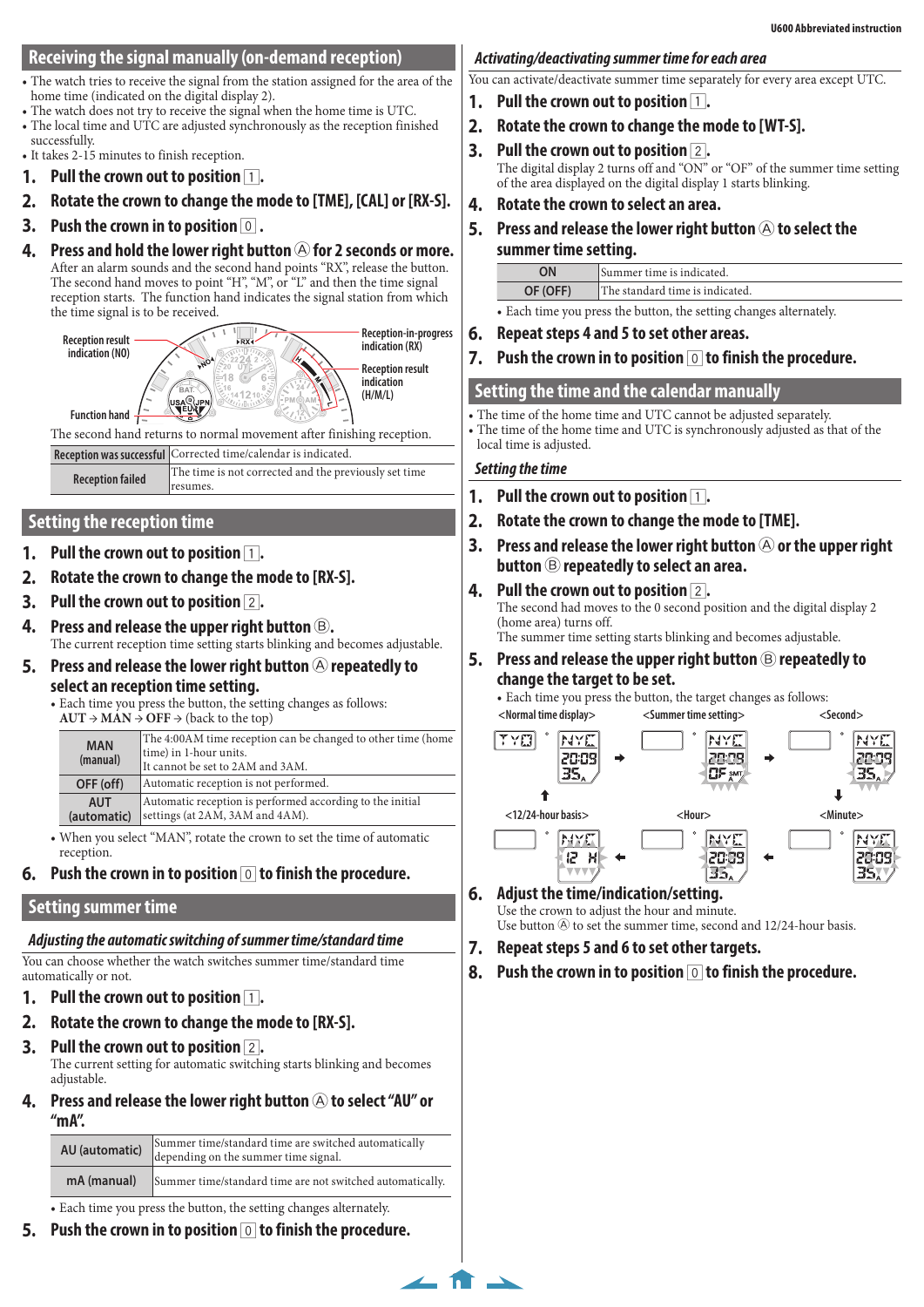## Receiving the signal manually (on-demand reception)

- The watch tries to receive the signal from the station assigned for the area of the home time (indicated on the digital display 2).
- The watch does not try to receive the signal when the home time is UTC.
- The local time and UTC are adjusted synchronously as the reception finished successfully.
- It takes 2-15 minutes to finish reception.

1. **Pull the crown out to position 1.**
2. **Rotate the crown to change the mode to [TME], [CAL] or [RX-S].**
3. **Push the crown in to position 0.**
4. **Press and hold the lower right button Ⓐ for 2 seconds or more.**
   After an alarm sounds and the second hand points "RX", release the button. The second hand moves to point "H", "M", or "L" and then the time signal reception starts. The function hand indicates the signal station from which the time signal is to be received.

Reception result indication (NO)
Function hand
Reception-in-progress indication (RX)
Reception result indication (H/M/L)

The second hand returns to normal movement after finishing reception.

| | |
|---|---|
| Reception was successful | Corrected time/calendar is indicated. |
| Reception failed | The time is not corrected and the previously set time resumes. |

## Setting the reception time

1. **Pull the crown out to position 1.**
2. **Rotate the crown to change the mode to [RX-S].**
3. **Pull the crown out to position 2.**
4. **Press and release the upper right button Ⓑ.**
   The current reception time setting starts blinking and becomes adjustable.
5. **Press and release the lower right button Ⓐ repeatedly to select an reception time setting.**
   - Each time you press the button, the setting changes as follows:
     AUT → MAN → OFF → (back to the top)

| | |
|---|---|
| MAN (manual) | The 4:00AM time reception can be changed to other time (home time) in 1-hour units. It cannot be set to 2AM and 3AM. |
| OFF (off) | Automatic reception is not performed. |
| AUT (automatic) | Automatic reception is performed according to the initial settings (at 2AM, 3AM and 4AM). |

   - When you select "MAN", rotate the crown to set the time of automatic reception.
6. **Push the crown in to position 0 to finish the procedure.**

## Setting summer time

### Adjusting the automatic switching of summer time/standard time

You can choose whether the watch switches summer time/standard time automatically or not.

1. **Pull the crown out to position 1.**
2. **Rotate the crown to change the mode to [RX-S].**
3. **Pull the crown out to position 2.**
   The current setting for automatic switching starts blinking and becomes adjustable.
4. **Press and release the lower right button Ⓐ to select "AU" or "mA".**

| | |
|---|---|
| AU (automatic) | Summer time/standard time are switched automatically depending on the summer time signal. |
| mA (manual) | Summer time/standard time are not switched automatically. |

   - Each time you press the button, the setting changes alternately.
5. **Push the crown in to position 0 to finish the procedure.**

### Activating/deactivating summer time for each area

You can activate/deactivate summer time separately for every area except UTC.

1. **Pull the crown out to position 1.**
2. **Rotate the crown to change the mode to [WT-S].**
3. **Pull the crown out to position 2.**
   The digital display 2 turns off and "ON" or "OF" of the summer time setting of the area displayed on the digital display 1 starts blinking.
4. **Rotate the crown to select an area.**
5. **Press and release the lower right button Ⓐ to select the summer time setting.**

| | |
|---|---|
| ON | Summer time is indicated. |
| OF (OFF) | The standard time is indicated. |

   - Each time you press the button, the setting changes alternately.
6. **Repeat steps 4 and 5 to set other areas.**
7. **Push the crown in to position 0 to finish the procedure.**

## Setting the time and the calendar manually

- The time of the home time and UTC cannot be adjusted separately.
- The time of the home time and UTC is synchronously adjusted as that of the local time is adjusted.

### Setting the time

1. **Pull the crown out to position 1.**
2. **Rotate the crown to change the mode to [TME].**
3. **Press and release the lower right button Ⓐ or the upper right button Ⓑ repeatedly to select an area.**
4. **Pull the crown out to position 2.**
   The second had moves to the 0 second position and the digital display 2 (home area) turns off.
   The summer time setting starts blinking and becomes adjustable.
5. **Press and release the upper right button Ⓑ repeatedly to change the target to be set.**
   - Each time you press the button, the target changes as follows:

<Normal time display> → <Summer time setting> → <Second> → <Minute> → <Hour> → <12/24-hour basis> → <Normal time display>

6. **Adjust the time/indication/setting.**
   Use the crown to adjust the hour and minute.
   Use button Ⓐ to set the summer time, second and 12/24-hour basis.
7. **Repeat steps 5 and 6 to set other targets.**
8. **Push the crown in to position 0 to finish the procedure.**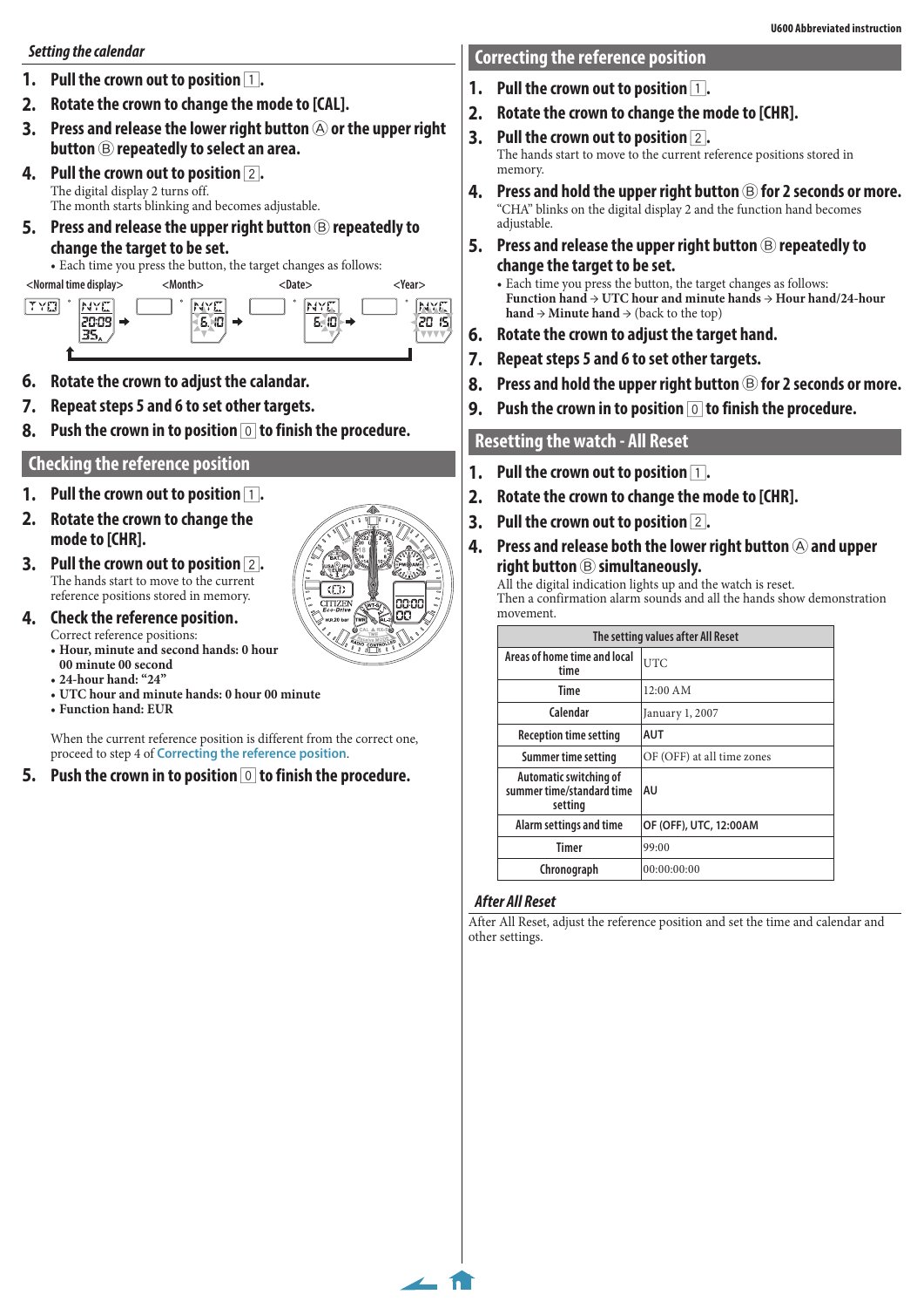### Setting the calendar

1. **Pull the crown out to position 1.**
2. **Rotate the crown to change the mode to [CAL].**
3. **Press and release the lower right button Ⓐ or the upper right button Ⓑ repeatedly to select an area.**
4. **Pull the crown out to position 2.**
   The digital display 2 turns off.
   The month starts blinking and becomes adjustable.
5. **Press and release the upper right button Ⓑ repeatedly to change the target to be set.**
   - Each time you press the button, the target changes as follows:

<Normal time display> → <Month> → <Date> → <Year>

6. **Rotate the crown to adjust the calandar.**
7. **Repeat steps 5 and 6 to set other targets.**
8. **Push the crown in to position 0 to finish the procedure.**

## Checking the reference position

1. **Pull the crown out to position 1.**
2. **Rotate the crown to change the mode to [CHR].**
3. **Pull the crown out to position 2.**
   The hands start to move to the current reference positions stored in memory.
4. **Check the reference position.**
   Correct reference positions:
   - **Hour, minute and second hands: 0 hour 00 minute 00 second**
   - **24-hour hand: "24"**
   - **UTC hour and minute hands: 0 hour 00 minute**
   - **Function hand: EUR**

   When the current reference position is different from the correct one, proceed to step 4 of Correcting the reference position.
5. **Push the crown in to position 0 to finish the procedure.**

## Correcting the reference position

1. **Pull the crown out to position 1.**
2. **Rotate the crown to change the mode to [CHR].**
3. **Pull the crown out to position 2.**
   The hands start to move to the current reference positions stored in memory.
4. **Press and hold the upper right button Ⓑ for 2 seconds or more.**
   "CHA" blinks on the digital display 2 and the function hand becomes adjustable.
5. **Press and release the upper right button Ⓑ repeatedly to change the target to be set.**
   - Each time you press the button, the target changes as follows:
     **Function hand → UTC hour and minute hands → Hour hand/24-hour hand → Minute hand** → (back to the top)
6. **Rotate the crown to adjust the target hand.**
7. **Repeat steps 5 and 6 to set other targets.**
8. **Press and hold the upper right button Ⓑ for 2 seconds or more.**
9. **Push the crown in to position 0 to finish the procedure.**

## Resetting the watch - All Reset

1. **Pull the crown out to position 1.**
2. **Rotate the crown to change the mode to [CHR].**
3. **Pull the crown out to position 2.**
4. **Press and release both the lower right button Ⓐ and upper right button Ⓑ simultaneously.**
   All the digital indication lights up and the watch is reset.
   Then a confirmation alarm sounds and all the hands show demonstration movement.

| The setting values after All Reset | |
|---|---|
| Areas of home time and local time | UTC |
| Time | 12:00 AM |
| Calendar | January 1, 2007 |
| Reception time setting | AUT |
| Summer time setting | OF (OFF) at all time zones |
| Automatic switching of summer time/standard time setting | AU |
| Alarm settings and time | OF (OFF), UTC, 12:00AM |
| Timer | 99:00 |
| Chronograph | 00:00:00:00 |

### After All Reset

After All Reset, adjust the reference position and set the time and calendar and other settings.